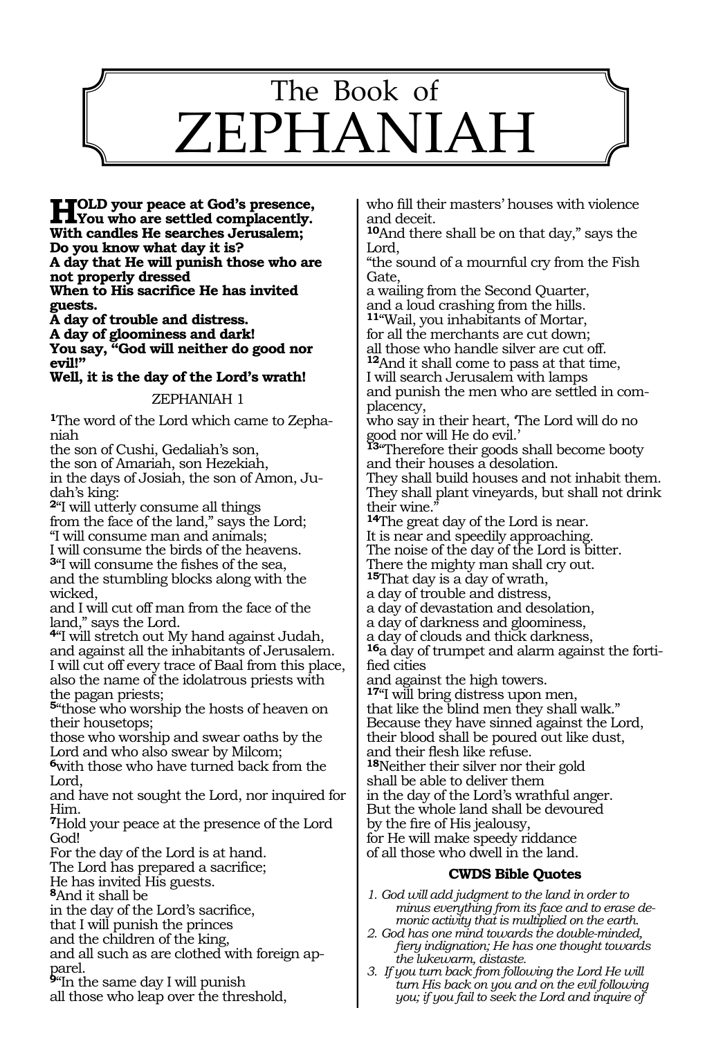# The Book of ZEPHANIAH

**HOLD your peace at God's presence,**
**You who are settled complacently.**
**With candles He searches Jerusalem;**
**Do you know what day it is?**
**A day that He will punish those who are not properly dressed**
**When to His sacrifice He has invited guests.**
**A day of trouble and distress.**
**A day of gloominess and dark!**
**You say, "God will neither do good nor evil!"**
**Well, it is the day of the Lord's wrath!**

## ZEPHANIAH 1

**1**The word of the Lord which came to Zephaniah
the son of Cushi, Gedaliah's son,
the son of Amariah, son Hezekiah,
in the days of Josiah, the son of Amon, Judah's king:
**2**"I will utterly consume all things
from the face of the land," says the Lord;
"I will consume man and animals;
I will consume the birds of the heavens.
**3**"I will consume the fishes of the sea,
and the stumbling blocks along with the wicked,
and I will cut off man from the face of the land," says the Lord.
**4**"I will stretch out My hand against Judah,
and against all the inhabitants of Jerusalem.
I will cut off every trace of Baal from this place,
also the name of the idolatrous priests with the pagan priests;
**5**"those who worship the hosts of heaven on their housetops;
those who worship and swear oaths by the Lord and who also swear by Milcom;
**6**with those who have turned back from the Lord,
and have not sought the Lord, nor inquired for Him.
**7**Hold your peace at the presence of the Lord God!
For the day of the Lord is at hand.
The Lord has prepared a sacrifice;
He has invited His guests.
**8**And it shall be
in the day of the Lord's sacrifice,
that I will punish the princes
and the children of the king,
and all such as are clothed with foreign apparel.
**9**"In the same day I will punish
all those who leap over the threshold,
who fill their masters' houses with violence and deceit.
**10**And there shall be on that day," says the Lord,
"the sound of a mournful cry from the Fish Gate,
a wailing from the Second Quarter,
and a loud crashing from the hills.
**11**"Wail, you inhabitants of Mortar,
for all the merchants are cut down;
all those who handle silver are cut off.
**12**And it shall come to pass at that time,
I will search Jerusalem with lamps
and punish the men who are settled in complacency,
who say in their heart, 'The Lord will do no good nor will He do evil.'
**13**"Therefore their goods shall become booty
and their houses a desolation.
They shall build houses and not inhabit them.
They shall plant vineyards, but shall not drink their wine."
**14**The great day of the Lord is near.
It is near and speedily approaching.
The noise of the day of the Lord is bitter.
There the mighty man shall cry out.
**15**That day is a day of wrath,
a day of trouble and distress,
a day of devastation and desolation,
a day of darkness and gloominess,
a day of clouds and thick darkness,
**16**a day of trumpet and alarm against the fortified cities
and against the high towers.
**17**"I will bring distress upon men,
that like the blind men they shall walk."
Because they have sinned against the Lord,
their blood shall be poured out like dust,
and their flesh like refuse.
**18**Neither their silver nor their gold
shall be able to deliver them
in the day of the Lord's wrathful anger.
But the whole land shall be devoured
by the fire of His jealousy,
for He will make speedy riddance
of all those who dwell in the land.

### CWDS Bible Quotes

1. *God will add judgment to the land in order to minus everything from its face and to erase demonic activity that is multiplied on the earth.*
2. *God has one mind towards the double-minded, fiery indignation; He has one thought towards the lukewarm, distaste.*
3. *If you turn back from following the Lord He will turn His back on you and on the evil following you; if you fail to seek the Lord and inquire of*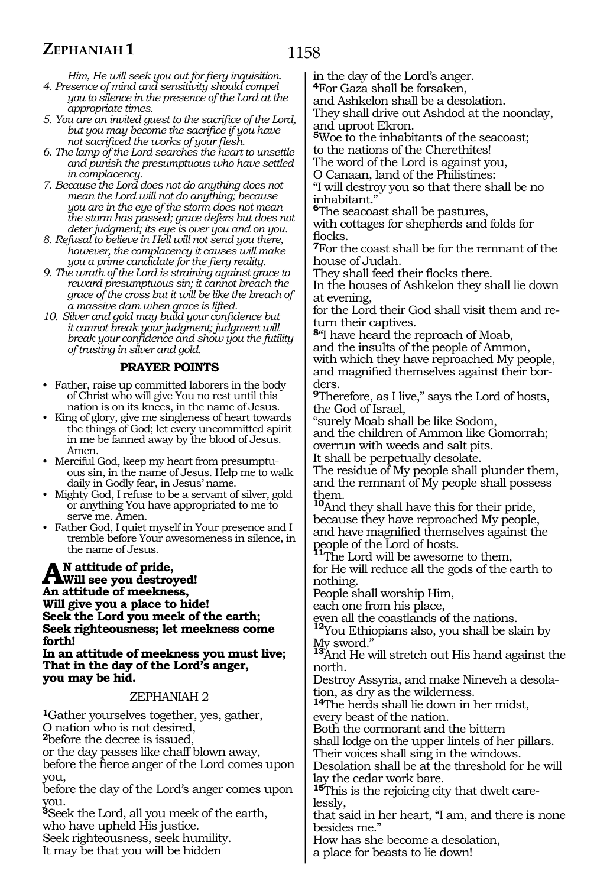*Him, He will seek you out for fiery inquisition.*

4. *Presence of mind and sensitivity should compel you to silence in the presence of the Lord at the appropriate times.*
5. *You are an invited guest to the sacrifice of the Lord, but you may become the sacrifice if you have not sacrificed the works of your flesh.*
6. *The lamp of the Lord searches the heart to unsettle and punish the presumptuous who have settled in complacency.*
7. *Because the Lord does not do anything does not mean the Lord will not do anything; because you are in the eye of the storm does not mean the storm has passed; grace defers but does not deter judgment; its eye is over you and on you.*
8. *Refusal to believe in Hell will not send you there, however, the complacency it causes will make you a prime candidate for the fiery reality.*
9. *The wrath of the Lord is straining against grace to reward presumptuous sin; it cannot breach the grace of the cross but it will be like the breach of a massive dam when grace is lifted.*
10. *Silver and gold may build your confidence but it cannot break your judgment; judgment will break your confidence and show you the futility of trusting in silver and gold.*

### PRAYER POINTS

- Father, raise up committed laborers in the body of Christ who will give You no rest until this nation is on its knees, in the name of Jesus.
- King of glory, give me singleness of heart towards the things of God; let every uncommitted spirit in me be fanned away by the blood of Jesus. Amen.
- Merciful God, keep my heart from presumptuous sin, in the name of Jesus. Help me to walk daily in Godly fear, in Jesus' name.
- Mighty God, I refuse to be a servant of silver, gold or anything You have appropriated to me to serve me. Amen.
- Father God, I quiet myself in Your presence and I tremble before Your awesomeness in silence, in the name of Jesus.

**AN attitude of pride,**
**Will see you destroyed!**
**An attitude of meekness,**
**Will give you a place to hide!**
**Seek the Lord you meek of the earth;**
**Seek righteousness; let meekness come forth!**
**In an attitude of meekness you must live;**
**That in the day of the Lord's anger,**
**you may be hid.**

## ZEPHANIAH 2

**1**Gather yourselves together, yes, gather,
O nation who is not desired,
**2**before the decree is issued,
or the day passes like chaff blown away,
before the fierce anger of the Lord comes upon you,
before the day of the Lord's anger comes upon you.
**3**Seek the Lord, all you meek of the earth,
who have upheld His justice.
Seek righteousness, seek humility.
It may be that you will be hidden
in the day of the Lord's anger.
**4**For Gaza shall be forsaken,
and Ashkelon shall be a desolation.
They shall drive out Ashdod at the noonday,
and uproot Ekron.
**5**Woe to the inhabitants of the seacoast;
to the nations of the Cherethites!
The word of the Lord is against you,
O Canaan, land of the Philistines:
"I will destroy you so that there shall be no inhabitant."
**6**The seacoast shall be pastures,
with cottages for shepherds and folds for flocks.
**7**For the coast shall be for the remnant of the house of Judah.
They shall feed their flocks there.
In the houses of Ashkelon they shall lie down at evening,
for the Lord their God shall visit them and return their captives.
**8**"I have heard the reproach of Moab,
and the insults of the people of Ammon,
with which they have reproached My people,
and magnified themselves against their borders.
**9**Therefore, as I live," says the Lord of hosts,
the God of Israel,
"surely Moab shall be like Sodom,
and the children of Ammon like Gomorrah;
overrun with weeds and salt pits.
It shall be perpetually desolate.
The residue of My people shall plunder them,
and the remnant of My people shall possess them.
**10**And they shall have this for their pride,
because they have reproached My people,
and have magnified themselves against the people of the Lord of hosts.
**11**The Lord will be awesome to them,
for He will reduce all the gods of the earth to nothing.
People shall worship Him,
each one from his place,
even all the coastlands of the nations.
**12**You Ethiopians also, you shall be slain by My sword."
**13**And He will stretch out His hand against the north.
Destroy Assyria, and make Nineveh a desolation, as dry as the wilderness.
**14**The herds shall lie down in her midst,
every beast of the nation.
Both the cormorant and the bittern
shall lodge on the upper lintels of her pillars.
Their voices shall sing in the windows.
Desolation shall be at the threshold for he will lay the cedar work bare.
**15**This is the rejoicing city that dwelt carelessly,
that said in her heart, "I am, and there is none besides me."
How has she become a desolation,
a place for beasts to lie down!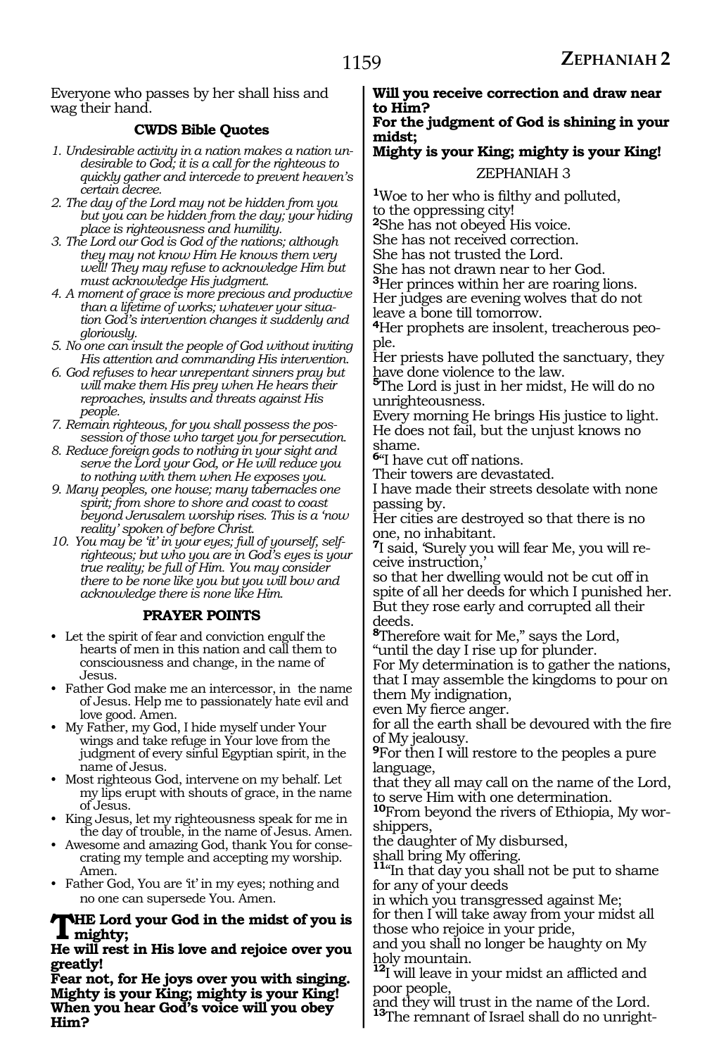Everyone who passes by her shall hiss and wag their hand.

### CWDS Bible Quotes

1. *Undesirable activity in a nation makes a nation undesirable to God; it is a call for the righteous to quickly gather and intercede to prevent heaven's certain decree.*
2. *The day of the Lord may not be hidden from you but you can be hidden from the day; your hiding place is righteousness and humility.*
3. *The Lord our God is God of the nations; although they may not know Him He knows them very well! They may refuse to acknowledge Him but must acknowledge His judgment.*
4. *A moment of grace is more precious and productive than a lifetime of works; whatever your situation God's intervention changes it suddenly and gloriously.*
5. *No one can insult the people of God without inviting His attention and commanding His intervention.*
6. *God refuses to hear unrepentant sinners pray but will make them His prey when He hears their reproaches, insults and threats against His people.*
7. *Remain righteous, for you shall possess the possession of those who target you for persecution.*
8. *Reduce foreign gods to nothing in your sight and serve the Lord your God, or He will reduce you to nothing with them when He exposes you.*
9. *Many peoples, one house; many tabernacles one spirit; from shore to shore and coast to coast beyond Jerusalem worship rises. This is a 'now reality' spoken of before Christ.*
10. *You may be 'it' in your eyes; full of yourself, self-righteous; but who you are in God's eyes is your true reality; be full of Him. You may consider there to be none like you but you will bow and acknowledge there is none like Him.*

### PRAYER POINTS

- Let the spirit of fear and conviction engulf the hearts of men in this nation and call them to consciousness and change, in the name of Jesus.
- Father God make me an intercessor, in the name of Jesus. Help me to passionately hate evil and love good. Amen.
- My Father, my God, I hide myself under Your wings and take refuge in Your love from the judgment of every sinful Egyptian spirit, in the name of Jesus.
- Most righteous God, intervene on my behalf. Let my lips erupt with shouts of grace, in the name of Jesus.
- King Jesus, let my righteousness speak for me in the day of trouble, in the name of Jesus. Amen.
- Awesome and amazing God, thank You for consecrating my temple and accepting my worship. Amen.
- Father God, You are 'it' in my eyes; nothing and no one can supersede You. Amen.

**THE Lord your God in the midst of you is mighty;**
**He will rest in His love and rejoice over you greatly!**
**Fear not, for He joys over you with singing.**
**Mighty is your King; mighty is your King!**
**When you hear God's voice will you obey Him?**
**Will you receive correction and draw near to Him?**
**For the judgment of God is shining in your midst;**
**Mighty is your King; mighty is your King!**

## ZEPHANIAH 3

**1**Woe to her who is filthy and polluted,
to the oppressing city!
**2**She has not obeyed His voice.
She has not received correction.
She has not trusted the Lord.
She has not drawn near to her God.
**3**Her princes within her are roaring lions.
Her judges are evening wolves that do not leave a bone till tomorrow.
**4**Her prophets are insolent, treacherous people.
Her priests have polluted the sanctuary, they have done violence to the law.
**5**The Lord is just in her midst, He will do no unrighteousness.
Every morning He brings His justice to light.
He does not fail, but the unjust knows no shame.
**6**"I have cut off nations.
Their towers are devastated.
I have made their streets desolate with none passing by.
Her cities are destroyed so that there is no one, no inhabitant.
**7**I said, 'Surely you will fear Me, you will receive instruction,'
so that her dwelling would not be cut off in spite of all her deeds for which I punished her.
But they rose early and corrupted all their deeds.
**8**Therefore wait for Me," says the Lord,
"until the day I rise up for plunder.
For My determination is to gather the nations,
that I may assemble the kingdoms to pour on them My indignation,
even My fierce anger.
for all the earth shall be devoured with the fire of My jealousy.
**9**For then I will restore to the peoples a pure language,
that they all may call on the name of the Lord,
to serve Him with one determination.
**10**From beyond the rivers of Ethiopia, My worshippers,
the daughter of My disbursed,
shall bring My offering.
**11**"In that day you shall not be put to shame for any of your deeds
in which you transgressed against Me;
for then I will take away from your midst all those who rejoice in your pride,
and you shall no longer be haughty on My holy mountain.
**12**I will leave in your midst an afflicted and poor people,
and they will trust in the name of the Lord.
**13**The remnant of Israel shall do no unright-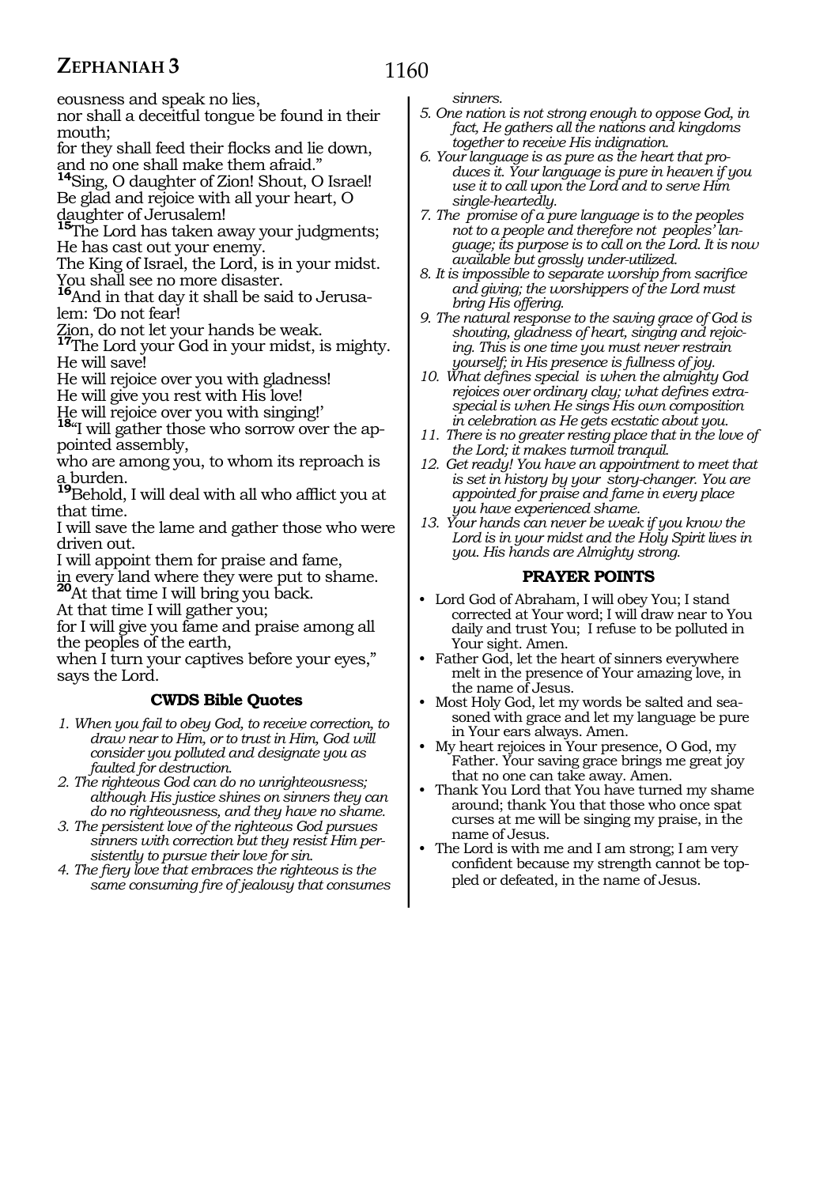eousness and speak no lies,
nor shall a deceitful tongue be found in their mouth;
for they shall feed their flocks and lie down, and no one shall make them afraid."

**14**Sing, O daughter of Zion! Shout, O Israel!
Be glad and rejoice with all your heart, O daughter of Jerusalem!

**15**The Lord has taken away your judgments;
He has cast out your enemy.
The King of Israel, the Lord, is in your midst.
You shall see no more disaster.

**16**And in that day it shall be said to Jerusalem: 'Do not fear!
Zion, do not let your hands be weak.

**17**The Lord your God in your midst, is mighty.
He will save!
He will rejoice over you with gladness!
He will give you rest with His love!
He will rejoice over you with singing!'

**18**"I will gather those who sorrow over the appointed assembly,
who are among you, to whom its reproach is a burden.

**19**Behold, I will deal with all who afflict you at that time.
I will save the lame and gather those who were driven out.
I will appoint them for praise and fame,
in every land where they were put to shame.

**20**At that time I will bring you back.
At that time I will gather you;
for I will give you fame and praise among all the peoples of the earth,
when I turn your captives before your eyes,"
says the Lord.

### CWDS Bible Quotes

1. *When you fail to obey God, to receive correction, to draw near to Him, or to trust in Him, God will consider you polluted and designate you as faulted for destruction.*
2. *The righteous God can do no unrighteousness; although His justice shines on sinners they can do no righteousness, and they have no shame.*
3. *The persistent love of the righteous God pursues sinners with correction but they resist Him persistently to pursue their love for sin.*
4. *The fiery love that embraces the righteous is the same consuming fire of jealousy that consumes sinners.*
5. *One nation is not strong enough to oppose God, in fact, He gathers all the nations and kingdoms together to receive His indignation.*
6. *Your language is as pure as the heart that produces it. Your language is pure in heaven if you use it to call upon the Lord and to serve Him single-heartedly.*
7. *The promise of a pure language is to the peoples not to a people and therefore not peoples' language; its purpose is to call on the Lord. It is now available but grossly under-utilized.*
8. *It is impossible to separate worship from sacrifice and giving; the worshippers of the Lord must bring His offering.*
9. *The natural response to the saving grace of God is shouting, gladness of heart, singing and rejoicing. This is one time you must never restrain yourself; in His presence is fullness of joy.*
10. *What defines special is when the almighty God rejoices over ordinary clay; what defines extra-special is when He sings His own composition in celebration as He gets ecstatic about you.*
11. *There is no greater resting place that in the love of the Lord; it makes turmoil tranquil.*
12. *Get ready! You have an appointment to meet that is set in history by your story-changer. You are appointed for praise and fame in every place you have experienced shame.*
13. *Your hands can never be weak if you know the Lord is in your midst and the Holy Spirit lives in you. His hands are Almighty strong.*

### PRAYER POINTS

- Lord God of Abraham, I will obey You; I stand corrected at Your word; I will draw near to You daily and trust You; I refuse to be polluted in Your sight. Amen.
- Father God, let the heart of sinners everywhere melt in the presence of Your amazing love, in the name of Jesus.
- Most Holy God, let my words be salted and seasoned with grace and let my language be pure in Your ears always. Amen.
- My heart rejoices in Your presence, O God, my Father. Your saving grace brings me great joy that no one can take away. Amen.
- Thank You Lord that You have turned my shame around; thank You that those who once spat curses at me will be singing my praise, in the name of Jesus.
- The Lord is with me and I am strong; I am very confident because my strength cannot be toppled or defeated, in the name of Jesus.